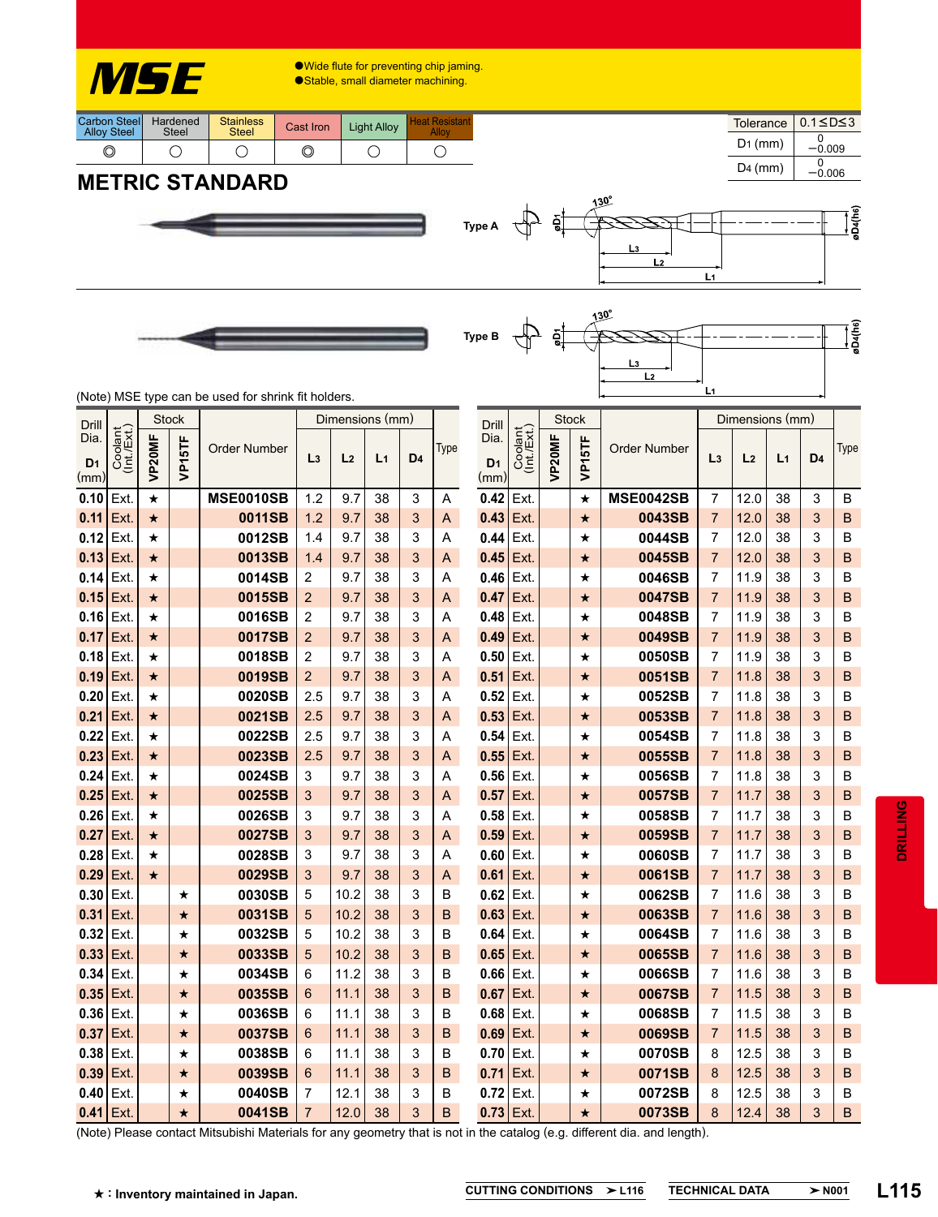# MSE

- Wide flute for preventing chip jaming.
- Stable, small diameter machining.

| Carbon Steel Alloy Steel | Hardened Steel | Stainless Steel | Cast Iron | Light Alloy | Heat Resistant Alloy |
|---|---|---|---|---|---|
| ◎ | ○ | ○ | ◎ | ○ | ○ |

| Tolerance | 0.1≤D≤3 |
|---|---|
| D1 (mm) | 0 −0.009 |
| D4 (mm) | 0 −0.006 |

## METRIC STANDARD

Type A

Type B

(Note) MSE type can be used for shrink fit holders.

| Drill Dia. D1 (mm) | Coolant (Int./Ext.) | Stock VP20MF | Stock VP15TF | Order Number | L3 | L2 | L1 | D4 | Type |
|---|---|---|---|---|---|---|---|---|---|
| 0.10 | Ext. | ★ | | MSE0010SB | 1.2 | 9.7 | 38 | 3 | A |
| 0.11 | Ext. | ★ | | 0011SB | 1.2 | 9.7 | 38 | 3 | A |
| 0.12 | Ext. | ★ | | 0012SB | 1.4 | 9.7 | 38 | 3 | A |
| 0.13 | Ext. | ★ | | 0013SB | 1.4 | 9.7 | 38 | 3 | A |
| 0.14 | Ext. | ★ | | 0014SB | 2 | 9.7 | 38 | 3 | A |
| 0.15 | Ext. | ★ | | 0015SB | 2 | 9.7 | 38 | 3 | A |
| 0.16 | Ext. | ★ | | 0016SB | 2 | 9.7 | 38 | 3 | A |
| 0.17 | Ext. | ★ | | 0017SB | 2 | 9.7 | 38 | 3 | A |
| 0.18 | Ext. | ★ | | 0018SB | 2 | 9.7 | 38 | 3 | A |
| 0.19 | Ext. | ★ | | 0019SB | 2 | 9.7 | 38 | 3 | A |
| 0.20 | Ext. | ★ | | 0020SB | 2.5 | 9.7 | 38 | 3 | A |
| 0.21 | Ext. | ★ | | 0021SB | 2.5 | 9.7 | 38 | 3 | A |
| 0.22 | Ext. | ★ | | 0022SB | 2.5 | 9.7 | 38 | 3 | A |
| 0.23 | Ext. | ★ | | 0023SB | 2.5 | 9.7 | 38 | 3 | A |
| 0.24 | Ext. | ★ | | 0024SB | 3 | 9.7 | 38 | 3 | A |
| 0.25 | Ext. | ★ | | 0025SB | 3 | 9.7 | 38 | 3 | A |
| 0.26 | Ext. | ★ | | 0026SB | 3 | 9.7 | 38 | 3 | A |
| 0.27 | Ext. | ★ | | 0027SB | 3 | 9.7 | 38 | 3 | A |
| 0.28 | Ext. | ★ | | 0028SB | 3 | 9.7 | 38 | 3 | A |
| 0.29 | Ext. | ★ | | 0029SB | 3 | 9.7 | 38 | 3 | A |
| 0.30 | Ext. | | ★ | 0030SB | 5 | 10.2 | 38 | 3 | B |
| 0.31 | Ext. | | ★ | 0031SB | 5 | 10.2 | 38 | 3 | B |
| 0.32 | Ext. | | ★ | 0032SB | 5 | 10.2 | 38 | 3 | B |
| 0.33 | Ext. | | ★ | 0033SB | 5 | 10.2 | 38 | 3 | B |
| 0.34 | Ext. | | ★ | 0034SB | 6 | 11.2 | 38 | 3 | B |
| 0.35 | Ext. | | ★ | 0035SB | 6 | 11.1 | 38 | 3 | B |
| 0.36 | Ext. | | ★ | 0036SB | 6 | 11.1 | 38 | 3 | B |
| 0.37 | Ext. | | ★ | 0037SB | 6 | 11.1 | 38 | 3 | B |
| 0.38 | Ext. | | ★ | 0038SB | 6 | 11.1 | 38 | 3 | B |
| 0.39 | Ext. | | ★ | 0039SB | 6 | 11.1 | 38 | 3 | B |
| 0.40 | Ext. | | ★ | 0040SB | 7 | 12.1 | 38 | 3 | B |
| 0.41 | Ext. | | ★ | 0041SB | 7 | 12.0 | 38 | 3 | B |
| 0.42 | Ext. | | ★ | MSE0042SB | 7 | 12.0 | 38 | 3 | B |
| 0.43 | Ext. | | ★ | 0043SB | 7 | 12.0 | 38 | 3 | B |
| 0.44 | Ext. | | ★ | 0044SB | 7 | 12.0 | 38 | 3 | B |
| 0.45 | Ext. | | ★ | 0045SB | 7 | 12.0 | 38 | 3 | B |
| 0.46 | Ext. | | ★ | 0046SB | 7 | 11.9 | 38 | 3 | B |
| 0.47 | Ext. | | ★ | 0047SB | 7 | 11.9 | 38 | 3 | B |
| 0.48 | Ext. | | ★ | 0048SB | 7 | 11.9 | 38 | 3 | B |
| 0.49 | Ext. | | ★ | 0049SB | 7 | 11.9 | 38 | 3 | B |
| 0.50 | Ext. | | ★ | 0050SB | 7 | 11.9 | 38 | 3 | B |
| 0.51 | Ext. | | ★ | 0051SB | 7 | 11.8 | 38 | 3 | B |
| 0.52 | Ext. | | ★ | 0052SB | 7 | 11.8 | 38 | 3 | B |
| 0.53 | Ext. | | ★ | 0053SB | 7 | 11.8 | 38 | 3 | B |
| 0.54 | Ext. | | ★ | 0054SB | 7 | 11.8 | 38 | 3 | B |
| 0.55 | Ext. | | ★ | 0055SB | 7 | 11.8 | 38 | 3 | B |
| 0.56 | Ext. | | ★ | 0056SB | 7 | 11.8 | 38 | 3 | B |
| 0.57 | Ext. | | ★ | 0057SB | 7 | 11.7 | 38 | 3 | B |
| 0.58 | Ext. | | ★ | 0058SB | 7 | 11.7 | 38 | 3 | B |
| 0.59 | Ext. | | ★ | 0059SB | 7 | 11.7 | 38 | 3 | B |
| 0.60 | Ext. | | ★ | 0060SB | 7 | 11.7 | 38 | 3 | B |
| 0.61 | Ext. | | ★ | 0061SB | 7 | 11.7 | 38 | 3 | B |
| 0.62 | Ext. | | ★ | 0062SB | 7 | 11.6 | 38 | 3 | B |
| 0.63 | Ext. | | ★ | 0063SB | 7 | 11.6 | 38 | 3 | B |
| 0.64 | Ext. | | ★ | 0064SB | 7 | 11.6 | 38 | 3 | B |
| 0.65 | Ext. | | ★ | 0065SB | 7 | 11.6 | 38 | 3 | B |
| 0.66 | Ext. | | ★ | 0066SB | 7 | 11.6 | 38 | 3 | B |
| 0.67 | Ext. | | ★ | 0067SB | 7 | 11.5 | 38 | 3 | B |
| 0.68 | Ext. | | ★ | 0068SB | 7 | 11.5 | 38 | 3 | B |
| 0.69 | Ext. | | ★ | 0069SB | 7 | 11.5 | 38 | 3 | B |
| 0.70 | Ext. | | ★ | 0070SB | 8 | 12.5 | 38 | 3 | B |
| 0.71 | Ext. | | ★ | 0071SB | 8 | 12.5 | 38 | 3 | B |
| 0.72 | Ext. | | ★ | 0072SB | 8 | 12.5 | 38 | 3 | B |
| 0.73 | Ext. | | ★ | 0073SB | 8 | 12.4 | 38 | 3 | B |

(Note) Please contact Mitsubishi Materials for any geometry that is not in the catalog (e.g. different dia. and length).

★ : Inventory maintained in Japan.

CUTTING CONDITIONS ➤ L116　　TECHNICAL DATA ➤ N001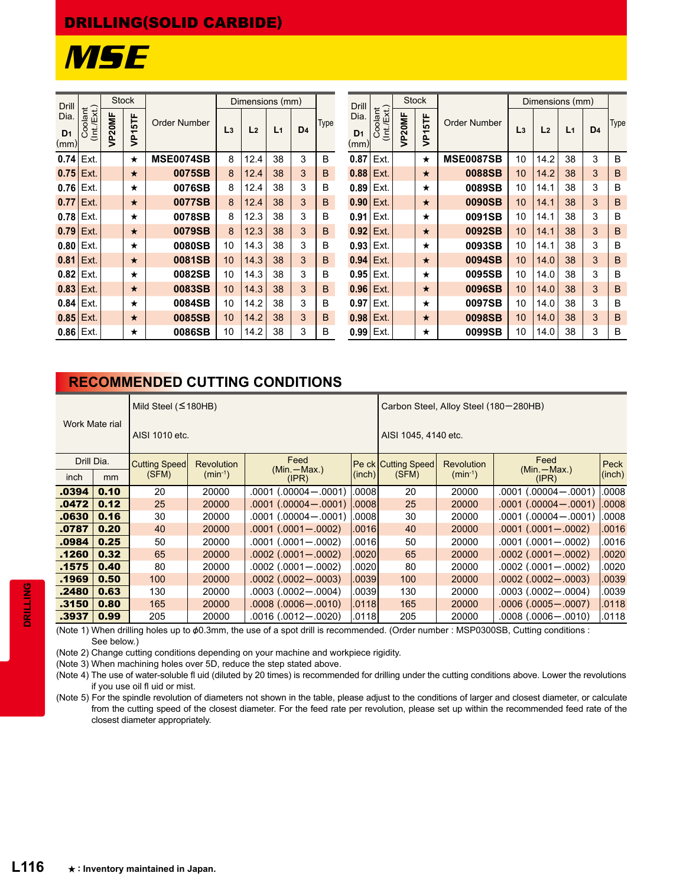# DRILLING(SOLID CARBIDE)

## MSE

| Drill Dia. D1 (mm) | Coolant (Int./Ext.) | Stock VP20MF | Stock VP15TF | Order Number | L3 | L2 | L1 | D4 | Type |
|---|---|---|---|---|---|---|---|---|---|
| 0.74 | Ext. | | ★ | MSE0074SB | 8 | 12.4 | 38 | 3 | B |
| 0.75 | Ext. | | ★ | 0075SB | 8 | 12.4 | 38 | 3 | B |
| 0.76 | Ext. | | ★ | 0076SB | 8 | 12.4 | 38 | 3 | B |
| 0.77 | Ext. | | ★ | 0077SB | 8 | 12.4 | 38 | 3 | B |
| 0.78 | Ext. | | ★ | 0078SB | 8 | 12.3 | 38 | 3 | B |
| 0.79 | Ext. | | ★ | 0079SB | 8 | 12.3 | 38 | 3 | B |
| 0.80 | Ext. | | ★ | 0080SB | 10 | 14.3 | 38 | 3 | B |
| 0.81 | Ext. | | ★ | 0081SB | 10 | 14.3 | 38 | 3 | B |
| 0.82 | Ext. | | ★ | 0082SB | 10 | 14.3 | 38 | 3 | B |
| 0.83 | Ext. | | ★ | 0083SB | 10 | 14.3 | 38 | 3 | B |
| 0.84 | Ext. | | ★ | 0084SB | 10 | 14.2 | 38 | 3 | B |
| 0.85 | Ext. | | ★ | 0085SB | 10 | 14.2 | 38 | 3 | B |
| 0.86 | Ext. | | ★ | 0086SB | 10 | 14.2 | 38 | 3 | B |
| 0.87 | Ext. | | ★ | MSE0087SB | 10 | 14.2 | 38 | 3 | B |
| 0.88 | Ext. | | ★ | 0088SB | 10 | 14.2 | 38 | 3 | B |
| 0.89 | Ext. | | ★ | 0089SB | 10 | 14.1 | 38 | 3 | B |
| 0.90 | Ext. | | ★ | 0090SB | 10 | 14.1 | 38 | 3 | B |
| 0.91 | Ext. | | ★ | 0091SB | 10 | 14.1 | 38 | 3 | B |
| 0.92 | Ext. | | ★ | 0092SB | 10 | 14.1 | 38 | 3 | B |
| 0.93 | Ext. | | ★ | 0093SB | 10 | 14.1 | 38 | 3 | B |
| 0.94 | Ext. | | ★ | 0094SB | 10 | 14.0 | 38 | 3 | B |
| 0.95 | Ext. | | ★ | 0095SB | 10 | 14.0 | 38 | 3 | B |
| 0.96 | Ext. | | ★ | 0096SB | 10 | 14.0 | 38 | 3 | B |
| 0.97 | Ext. | | ★ | 0097SB | 10 | 14.0 | 38 | 3 | B |
| 0.98 | Ext. | | ★ | 0098SB | 10 | 14.0 | 38 | 3 | B |
| 0.99 | Ext. | | ★ | 0099SB | 10 | 14.0 | 38 | 3 | B |

## RECOMMENDED CUTTING CONDITIONS

| Work Material | | Mild Steel (≤180HB) AISI 1010 etc. | | | | Carbon Steel, Alloy Steel (180−280HB) AISI 1045, 4140 etc. | | | |
|---|---|---|---|---|---|---|---|---|---|
| Drill Dia. inch | Drill Dia. mm | Cutting Speed (SFM) | Revolution (min⁻¹) | Feed (Min.−Max.) (IPR) | Peck (inch) | Cutting Speed (SFM) | Revolution (min⁻¹) | Feed (Min.−Max.) (IPR) | Peck (inch) |
| .0394 | 0.10 | 20 | 20000 | .0001 (.00004−.0001) | .0008 | 20 | 20000 | .0001 (.00004−.0001) | .0008 |
| .0472 | 0.12 | 25 | 20000 | .0001 (.00004−.0001) | .0008 | 25 | 20000 | .0001 (.00004−.0001) | .0008 |
| .0630 | 0.16 | 30 | 20000 | .0001 (.00004−.0001) | .0008 | 30 | 20000 | .0001 (.00004−.0001) | .0008 |
| .0787 | 0.20 | 40 | 20000 | .0001 (.0001−.0002) | .0016 | 40 | 20000 | .0001 (.0001−.0002) | .0016 |
| .0984 | 0.25 | 50 | 20000 | .0001 (.0001−.0002) | .0016 | 50 | 20000 | .0001 (.0001−.0002) | .0016 |
| .1260 | 0.32 | 65 | 20000 | .0002 (.0001−.0002) | .0020 | 65 | 20000 | .0002 (.0001−.0002) | .0020 |
| .1575 | 0.40 | 80 | 20000 | .0002 (.0001−.0002) | .0020 | 80 | 20000 | .0002 (.0001−.0002) | .0020 |
| .1969 | 0.50 | 100 | 20000 | .0002 (.0002−.0003) | .0039 | 100 | 20000 | .0002 (.0002−.0003) | .0039 |
| .2480 | 0.63 | 130 | 20000 | .0003 (.0002−.0004) | .0039 | 130 | 20000 | .0003 (.0002−.0004) | .0039 |
| .3150 | 0.80 | 165 | 20000 | .0008 (.0006−.0010) | .0118 | 165 | 20000 | .0006 (.0005−.0007) | .0118 |
| .3937 | 0.99 | 205 | 20000 | .0016 (.0012−.0020) | .0118 | 205 | 20000 | .0008 (.0006−.0010) | .0118 |

(Note 1) When drilling holes up to ϕ0.3mm, the use of a spot drill is recommended. (Order number : MSP0300SB, Cutting conditions : See below.)
(Note 2) Change cutting conditions depending on your machine and workpiece rigidity.
(Note 3) When machining holes over 5D, reduce the step stated above.
(Note 4) The use of water-soluble fluid (diluted by 20 times) is recommended for drilling under the cutting conditions above. Lower the revolutions if you use oil fluid or mist.
(Note 5) For the spindle revolution of diameters not shown in the table, please adjust to the conditions of larger and closest diameter, or calculate from the cutting speed of the closest diameter. For the feed rate per revolution, please set up within the recommended feed rate of the closest diameter appropriately.

★ : Inventory maintained in Japan.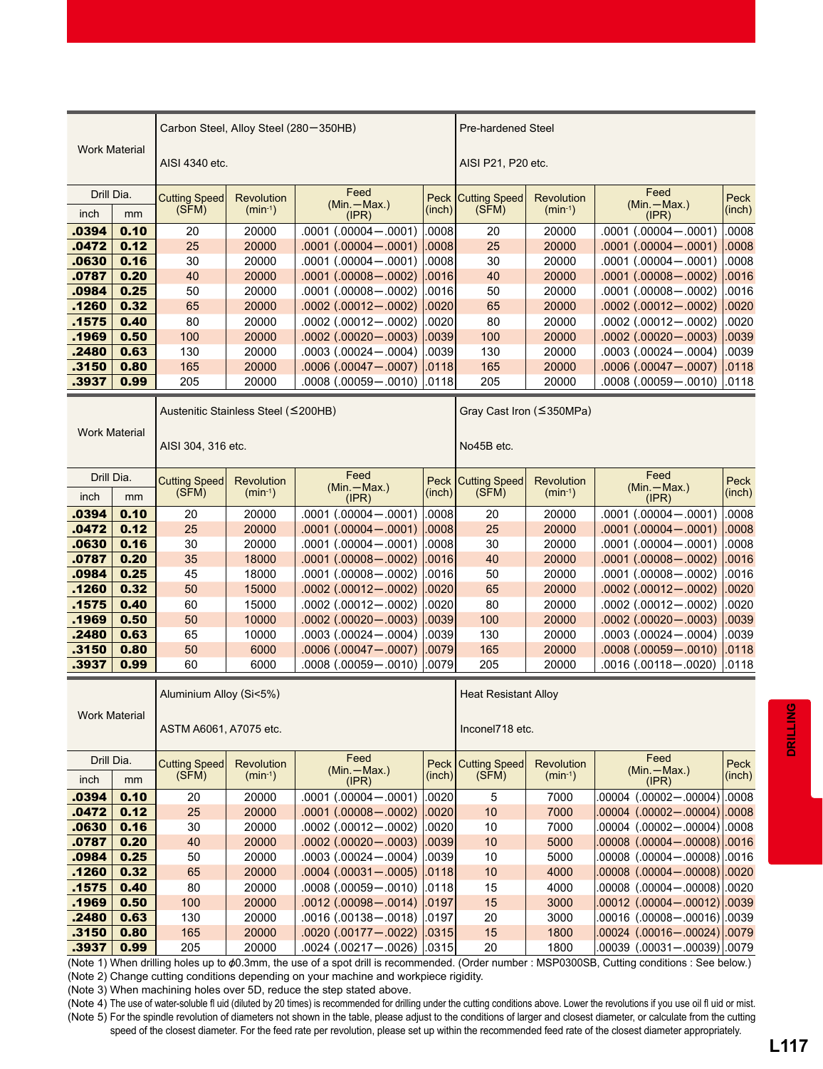| Work Material | | Carbon Steel, Alloy Steel (280−350HB)<br>AISI 4340 etc. | | | | Pre-hardened Steel<br>AISI P21, P20 etc. | | | |
|---|---|---|---|---|---|---|---|---|---|
| Drill Dia. | | Cutting Speed (SFM) | Revolution (min⁻¹) | Feed (Min.−Max.) (IPR) | Peck (inch) | Cutting Speed (SFM) | Revolution (min⁻¹) | Feed (Min.−Max.) (IPR) | Peck (inch) |
| inch | mm | | | | | | | | |
| **.0394** | **0.10** | 20 | 20000 | .0001 (.00004−.0001) | .0008 | 20 | 20000 | .0001 (.00004−.0001) | .0008 |
| **.0472** | **0.12** | 25 | 20000 | .0001 (.00004−.0001) | .0008 | 25 | 20000 | .0001 (.00004−.0001) | .0008 |
| **.0630** | **0.16** | 30 | 20000 | .0001 (.00004−.0001) | .0008 | 30 | 20000 | .0001 (.00004−.0001) | .0008 |
| **.0787** | **0.20** | 40 | 20000 | .0001 (.00008−.0002) | .0016 | 40 | 20000 | .0001 (.00008−.0002) | .0016 |
| **.0984** | **0.25** | 50 | 20000 | .0001 (.00008−.0002) | .0016 | 50 | 20000 | .0001 (.00008−.0002) | .0016 |
| **.1260** | **0.32** | 65 | 20000 | .0002 (.00012−.0002) | .0020 | 65 | 20000 | .0002 (.00012−.0002) | .0020 |
| **.1575** | **0.40** | 80 | 20000 | .0002 (.00012−.0002) | .0020 | 80 | 20000 | .0002 (.00012−.0002) | .0020 |
| **.1969** | **0.50** | 100 | 20000 | .0002 (.00020−.0003) | .0039 | 100 | 20000 | .0002 (.00020−.0003) | .0039 |
| **.2480** | **0.63** | 130 | 20000 | .0003 (.00024−.0004) | .0039 | 130 | 20000 | .0003 (.00024−.0004) | .0039 |
| **.3150** | **0.80** | 165 | 20000 | .0006 (.00047−.0007) | .0118 | 165 | 20000 | .0006 (.00047−.0007) | .0118 |
| **.3937** | **0.99** | 205 | 20000 | .0008 (.00059−.0010) | .0118 | 205 | 20000 | .0008 (.00059−.0010) | .0118 |

| Work Material | | Austenitic Stainless Steel (≦200HB)<br>AISI 304, 316 etc. | | | | Gray Cast Iron (≦350MPa)<br>No45B etc. | | | |
|---|---|---|---|---|---|---|---|---|---|
| Drill Dia. | | Cutting Speed (SFM) | Revolution (min⁻¹) | Feed (Min.−Max.) (IPR) | Peck (inch) | Cutting Speed (SFM) | Revolution (min⁻¹) | Feed (Min.−Max.) (IPR) | Peck (inch) |
| inch | mm | | | | | | | | |
| **.0394** | **0.10** | 20 | 20000 | .0001 (.00004−.0001) | .0008 | 20 | 20000 | .0001 (.00004−.0001) | .0008 |
| **.0472** | **0.12** | 25 | 20000 | .0001 (.00004−.0001) | .0008 | 25 | 20000 | .0001 (.00004−.0001) | .0008 |
| **.0630** | **0.16** | 30 | 20000 | .0001 (.00004−.0001) | .0008 | 30 | 20000 | .0001 (.00004−.0001) | .0008 |
| **.0787** | **0.20** | 35 | 18000 | .0001 (.00008−.0002) | .0016 | 40 | 20000 | .0001 (.00008−.0002) | .0016 |
| **.0984** | **0.25** | 45 | 18000 | .0001 (.00008−.0002) | .0016 | 50 | 20000 | .0001 (.00008−.0002) | .0016 |
| **.1260** | **0.32** | 50 | 15000 | .0002 (.00012−.0002) | .0020 | 65 | 20000 | .0002 (.00012−.0002) | .0020 |
| **.1575** | **0.40** | 60 | 15000 | .0002 (.00012−.0002) | .0020 | 80 | 20000 | .0002 (.00012−.0002) | .0020 |
| **.1969** | **0.50** | 50 | 10000 | .0002 (.00020−.0003) | .0039 | 100 | 20000 | .0002 (.00020−.0003) | .0039 |
| **.2480** | **0.63** | 65 | 10000 | .0003 (.00024−.0004) | .0039 | 130 | 20000 | .0003 (.00024−.0004) | .0039 |
| **.3150** | **0.80** | 50 | 6000 | .0006 (.00047−.0007) | .0079 | 165 | 20000 | .0008 (.00059−.0010) | .0118 |
| **.3937** | **0.99** | 60 | 6000 | .0008 (.00059−.0010) | .0079 | 205 | 20000 | .0016 (.00118−.0020) | .0118 |

| Work Material | | Aluminium Alloy (Si<5%)<br>ASTM A6061, A7075 etc. | | | | Heat Resistant Alloy<br>Inconel718 etc. | | | |
|---|---|---|---|---|---|---|---|---|---|
| Drill Dia. | | Cutting Speed (SFM) | Revolution (min⁻¹) | Feed (Min.−Max.) (IPR) | Peck (inch) | Cutting Speed (SFM) | Revolution (min⁻¹) | Feed (Min.−Max.) (IPR) | Peck (inch) |
| inch | mm | | | | | | | | |
| **.0394** | **0.10** | 20 | 20000 | .0001 (.00004−.0001) | .0020 | 5 | 7000 | .00004 (.00002−.00004) | .0008 |
| **.0472** | **0.12** | 25 | 20000 | .0001 (.00008−.0002) | .0020 | 10 | 7000 | .00004 (.00002−.00004) | .0008 |
| **.0630** | **0.16** | 30 | 20000 | .0002 (.00012−.0002) | .0020 | 10 | 7000 | .00004 (.00002−.00004) | .0008 |
| **.0787** | **0.20** | 40 | 20000 | .0002 (.00020−.0003) | .0039 | 10 | 5000 | .00008 (.00004−.00008) | .0016 |
| **.0984** | **0.25** | 50 | 20000 | .0003 (.00024−.0004) | .0039 | 10 | 5000 | .00008 (.00004−.00008) | .0016 |
| **.1260** | **0.32** | 65 | 20000 | .0004 (.00031−.0005) | .0118 | 10 | 4000 | .00008 (.00004−.00008) | .0020 |
| **.1575** | **0.40** | 80 | 20000 | .0008 (.00059−.0010) | .0118 | 15 | 4000 | .00008 (.00004−.00008) | .0020 |
| **.1969** | **0.50** | 100 | 20000 | .0012 (.00098−.0014) | .0197 | 15 | 3000 | .00012 (.00004−.00012) | .0039 |
| **.2480** | **0.63** | 130 | 20000 | .0016 (.00138−.0018) | .0197 | 20 | 3000 | .00016 (.00008−.00016) | .0039 |
| **.3150** | **0.80** | 165 | 20000 | .0020 (.00177−.0022) | .0315 | 15 | 1800 | .00024 (.00016−.00024) | .0079 |
| **.3937** | **0.99** | 205 | 20000 | .0024 (.00217−.0026) | .0315 | 20 | 1800 | .00039 (.00031−.00039) | .0079 |

(Note 1) When drilling holes up to ϕ0.3mm, the use of a spot drill is recommended. (Order number : MSP0300SB, Cutting conditions : See below.)
(Note 2) Change cutting conditions depending on your machine and workpiece rigidity.
(Note 3) When machining holes over 5D, reduce the step stated above.
(Note 4) The use of water-soluble fluid (diluted by 20 times) is recommended for drilling under the cutting conditions above. Lower the revolutions if you use oil fluid or mist.
(Note 5) For the spindle revolution of diameters not shown in the table, please adjust to the conditions of larger and closest diameter, or calculate from the cutting speed of the closest diameter. For the feed rate per revolution, please set up within the recommended feed rate of the closest diameter appropriately.